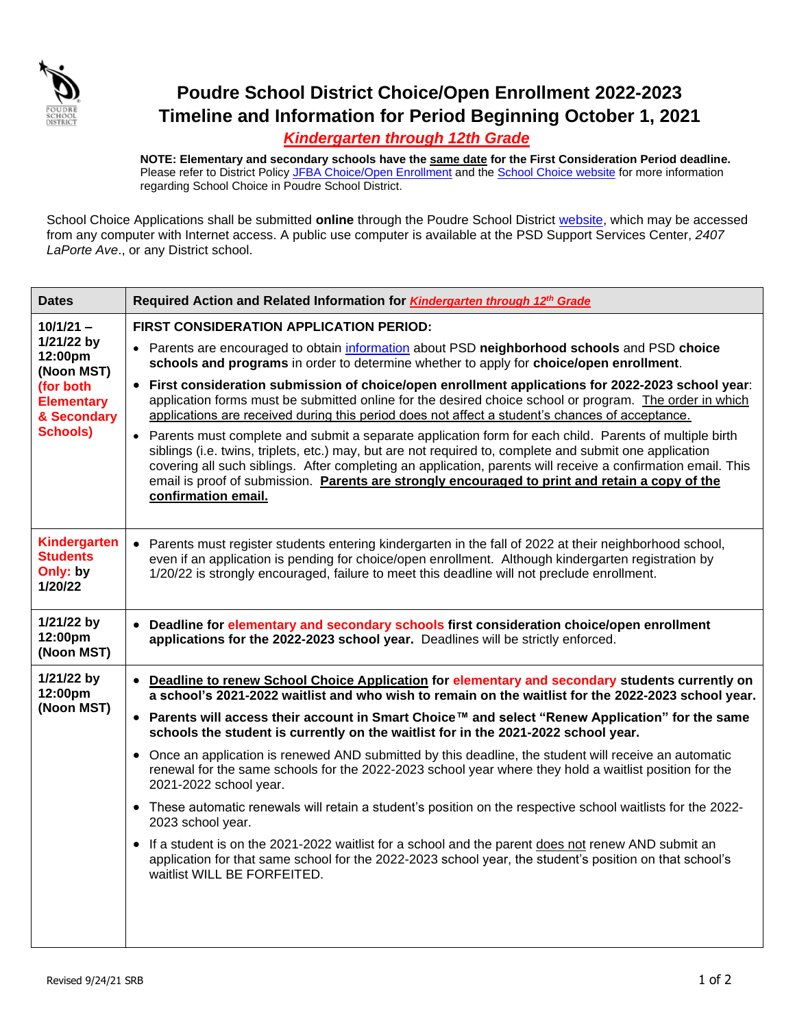# Poudre School District Choice/Open Enrollment 2022-2023
## Timeline and Information for Period Beginning October 1, 2021
### *Kindergarten through 12th Grade*

**NOTE: Elementary and secondary schools have the same date for the First Consideration Period deadline.** Please refer to District Policy JFBA Choice/Open Enrollment and the School Choice website for more information regarding School Choice in Poudre School District.

School Choice Applications shall be submitted **online** through the Poudre School District website, which may be accessed from any computer with Internet access. A public use computer is available at the PSD Support Services Center, *2407 LaPorte Ave*., or any District school.

| Dates | Required Action and Related Information for *Kindergarten through 12th Grade* |
|---|---|
| **10/1/21 – 1/21/22 by 12:00pm (Noon MST) (for both Elementary & Secondary Schools)** | **FIRST CONSIDERATION APPLICATION PERIOD:**<br>• Parents are encouraged to obtain information about PSD **neighborhood schools** and PSD **choice schools and programs** in order to determine whether to apply for **choice/open enrollment**.<br>• **First consideration submission of choice/open enrollment applications for 2022-2023 school year**: application forms must be submitted online for the desired choice school or program. The order in which applications are received during this period does not affect a student's chances of acceptance.<br>• Parents must complete and submit a separate application form for each child. Parents of multiple birth siblings (i.e. twins, triplets, etc.) may, but are not required to, complete and submit one application covering all such siblings. After completing an application, parents will receive a confirmation email. This email is proof of submission. **Parents are strongly encouraged to print and retain a copy of the confirmation email.** |
| **Kindergarten Students Only: by 1/20/22** | • Parents must register students entering kindergarten in the fall of 2022 at their neighborhood school, even if an application is pending for choice/open enrollment. Although kindergarten registration by 1/20/22 is strongly encouraged, failure to meet this deadline will not preclude enrollment. |
| **1/21/22 by 12:00pm (Noon MST)** | • **Deadline for elementary and secondary schools first consideration choice/open enrollment applications for the 2022-2023 school year.** Deadlines will be strictly enforced. |
| **1/21/22 by 12:00pm (Noon MST)** | • **Deadline to renew School Choice Application for elementary and secondary students currently on a school's 2021-2022 waitlist and who wish to remain on the waitlist for the 2022-2023 school year.**<br>• **Parents will access their account in Smart Choice™ and select "Renew Application" for the same schools the student is currently on the waitlist for in the 2021-2022 school year.**<br>• Once an application is renewed AND submitted by this deadline, the student will receive an automatic renewal for the same schools for the 2022-2023 school year where they hold a waitlist position for the 2021-2022 school year.<br>• These automatic renewals will retain a student's position on the respective school waitlists for the 2022-2023 school year.<br>• If a student is on the 2021-2022 waitlist for a school and the parent does not renew AND submit an application for that same school for the 2022-2023 school year, the student's position on that school's waitlist WILL BE FORFEITED. |

Revised 9/24/21 SRB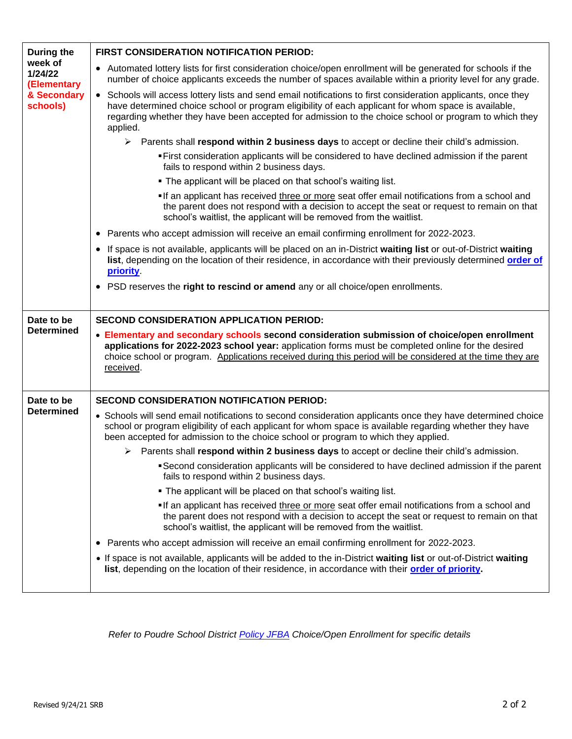| | |
|---|---|
| **During the week of 1/24/22 (Elementary & Secondary schools)** | **FIRST CONSIDERATION NOTIFICATION PERIOD:**<br>• Automated lottery lists for first consideration choice/open enrollment will be generated for schools if the number of choice applicants exceeds the number of spaces available within a priority level for any grade.<br>• Schools will access lottery lists and send email notifications to first consideration applicants, once they have determined choice school or program eligibility of each applicant for whom space is available, regarding whether they have been accepted for admission to the choice school or program to which they applied.<br>&nbsp;&nbsp;&nbsp;&nbsp;➢ Parents shall **respond within 2 business days** to accept or decline their child's admission.<br>&nbsp;&nbsp;&nbsp;&nbsp;&nbsp;&nbsp;&nbsp;&nbsp;▪ First consideration applicants will be considered to have declined admission if the parent fails to respond within 2 business days.<br>&nbsp;&nbsp;&nbsp;&nbsp;&nbsp;&nbsp;&nbsp;&nbsp;▪ The applicant will be placed on that school's waiting list.<br>&nbsp;&nbsp;&nbsp;&nbsp;&nbsp;&nbsp;&nbsp;&nbsp;▪ If an applicant has received three or more seat offer email notifications from a school and the parent does not respond with a decision to accept the seat or request to remain on that school's waitlist, the applicant will be removed from the waitlist.<br>• Parents who accept admission will receive an email confirming enrollment for 2022-2023.<br>• If space is not available, applicants will be placed on an in-District **waiting list** or out-of-District **waiting list**, depending on the location of their residence, in accordance with their previously determined **order of priority**.<br>• PSD reserves the **right to rescind or amend** any or all choice/open enrollments. |
| **Date to be Determined** | **SECOND CONSIDERATION APPLICATION PERIOD:**<br>• **Elementary and secondary schools second consideration submission of choice/open enrollment applications for 2022-2023 school year:** application forms must be completed online for the desired choice school or program. Applications received during this period will be considered at the time they are received. |
| **Date to be Determined** | **SECOND CONSIDERATION NOTIFICATION PERIOD:**<br>• Schools will send email notifications to second consideration applicants once they have determined choice school or program eligibility of each applicant for whom space is available regarding whether they have been accepted for admission to the choice school or program to which they applied.<br>&nbsp;&nbsp;&nbsp;&nbsp;➢ Parents shall **respond within 2 business days** to accept or decline their child's admission.<br>&nbsp;&nbsp;&nbsp;&nbsp;&nbsp;&nbsp;&nbsp;&nbsp;▪ Second consideration applicants will be considered to have declined admission if the parent fails to respond within 2 business days.<br>&nbsp;&nbsp;&nbsp;&nbsp;&nbsp;&nbsp;&nbsp;&nbsp;▪ The applicant will be placed on that school's waiting list.<br>&nbsp;&nbsp;&nbsp;&nbsp;&nbsp;&nbsp;&nbsp;&nbsp;▪ If an applicant has received three or more seat offer email notifications from a school and the parent does not respond with a decision to accept the seat or request to remain on that school's waitlist, the applicant will be removed from the waitlist.<br>• Parents who accept admission will receive an email confirming enrollment for 2022-2023.<br>• If space is not available, applicants will be added to the in-District **waiting list** or out-of-District **waiting list**, depending on the location of their residence, in accordance with their **order of priority**. |

*Refer to Poudre School District Policy JFBA Choice/Open Enrollment for specific details*

Revised 9/24/21 SRB